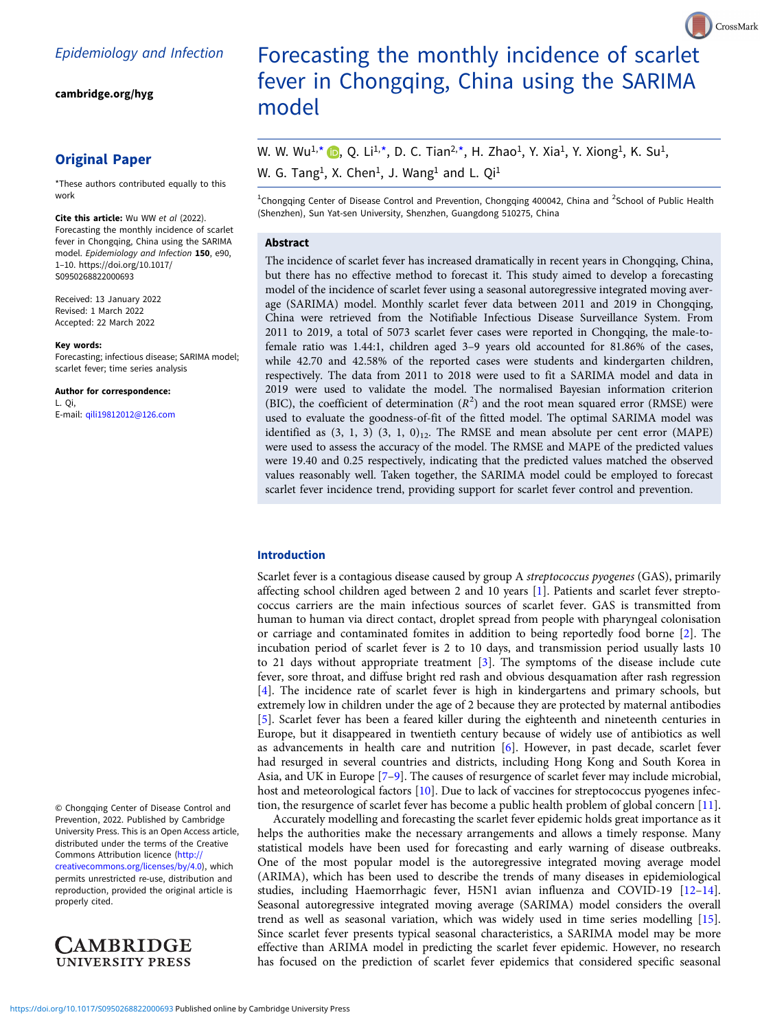Epidemiology and Infection

cambridge.org/hyg

## Original Paper

*These authors contributed equally to this work

**Cite this article:** Wu WW *et al* (2022). Forecasting the monthly incidence of scarlet fever in Chongqing, China using the SARIMA model. *Epidemiology and Infection* **150**, e90, 1–10. https://doi.org/10.1017/S0950268822000693

Received: 13 January 2022
Revised: 1 March 2022
Accepted: 22 March 2022

**Key words:**
Forecasting; infectious disease; SARIMA model; scarlet fever; time series analysis

**Author for correspondence:**
L. Qi,
E-mail: qili19812012@126.com

© Chongqing Center of Disease Control and Prevention, 2022. Published by Cambridge University Press. This is an Open Access article, distributed under the terms of the Creative Commons Attribution licence (http://creativecommons.org/licenses/by/4.0), which permits unrestricted re-use, distribution and reproduction, provided the original article is properly cited.

# Forecasting the monthly incidence of scarlet fever in Chongqing, China using the SARIMA model

W. W. Wu[1,*], Q. Li[1,*], D. C. Tian[2,*], H. Zhao[1], Y. Xia[1], Y. Xiong[1], K. Su[1], W. G. Tang[1], X. Chen[1], J. Wang[1] and L. Qi[1]

[1]Chongqing Center of Disease Control and Prevention, Chongqing 400042, China and [2]School of Public Health (Shenzhen), Sun Yat-sen University, Shenzhen, Guangdong 510275, China

## Abstract

The incidence of scarlet fever has increased dramatically in recent years in Chongqing, China, but there has no effective method to forecast it. This study aimed to develop a forecasting model of the incidence of scarlet fever using a seasonal autoregressive integrated moving average (SARIMA) model. Monthly scarlet fever data between 2011 and 2019 in Chongqing, China were retrieved from the Notifiable Infectious Disease Surveillance System. From 2011 to 2019, a total of 5073 scarlet fever cases were reported in Chongqing, the male-to-female ratio was 1.44:1, children aged 3–9 years old accounted for 81.86% of the cases, while 42.70 and 42.58% of the reported cases were students and kindergarten children, respectively. The data from 2011 to 2018 were used to fit a SARIMA model and data in 2019 were used to validate the model. The normalised Bayesian information criterion (BIC), the coefficient of determination ($R^2$) and the root mean squared error (RMSE) were used to evaluate the goodness-of-fit of the fitted model. The optimal SARIMA model was identified as (3, 1, 3) $(3, 1, 0)_{12}$. The RMSE and mean absolute per cent error (MAPE) were used to assess the accuracy of the model. The RMSE and MAPE of the predicted values were 19.40 and 0.25 respectively, indicating that the predicted values matched the observed values reasonably well. Taken together, the SARIMA model could be employed to forecast scarlet fever incidence trend, providing support for scarlet fever control and prevention.

## Introduction

Scarlet fever is a contagious disease caused by group A *streptococcus pyogenes* (GAS), primarily affecting school children aged between 2 and 10 years [1]. Patients and scarlet fever streptococcus carriers are the main infectious sources of scarlet fever. GAS is transmitted from human to human via direct contact, droplet spread from people with pharyngeal colonisation or carriage and contaminated fomites in addition to being reportedly food borne [2]. The incubation period of scarlet fever is 2 to 10 days, and transmission period usually lasts 10 to 21 days without appropriate treatment [3]. The symptoms of the disease include cute fever, sore throat, and diffuse bright red rash and obvious desquamation after rash regression [4]. The incidence rate of scarlet fever is high in kindergartens and primary schools, but extremely low in children under the age of 2 because they are protected by maternal antibodies [5]. Scarlet fever has been a feared killer during the eighteenth and nineteenth centuries in Europe, but it disappeared in twentieth century because of widely use of antibiotics as well as advancements in health care and nutrition [6]. However, in past decade, scarlet fever had resurged in several countries and districts, including Hong Kong and South Korea in Asia, and UK in Europe [7–9]. The causes of resurgence of scarlet fever may include microbial, host and meteorological factors [10]. Due to lack of vaccines for streptococcus pyogenes infection, the resurgence of scarlet fever has become a public health problem of global concern [11].

Accurately modelling and forecasting the scarlet fever epidemic holds great importance as it helps the authorities make the necessary arrangements and allows a timely response. Many statistical models have been used for forecasting and early warning of disease outbreaks. One of the most popular model is the autoregressive integrated moving average model (ARIMA), which has been used to describe the trends of many diseases in epidemiological studies, including Haemorrhagic fever, H5N1 avian influenza and COVID-19 [12–14]. Seasonal autoregressive integrated moving average (SARIMA) model considers the overall trend as well as seasonal variation, which was widely used in time series modelling [15]. Since scarlet fever presents typical seasonal characteristics, a SARIMA model may be more effective than ARIMA model in predicting the scarlet fever epidemic. However, no research has focused on the prediction of scarlet fever epidemics that considered specific seasonal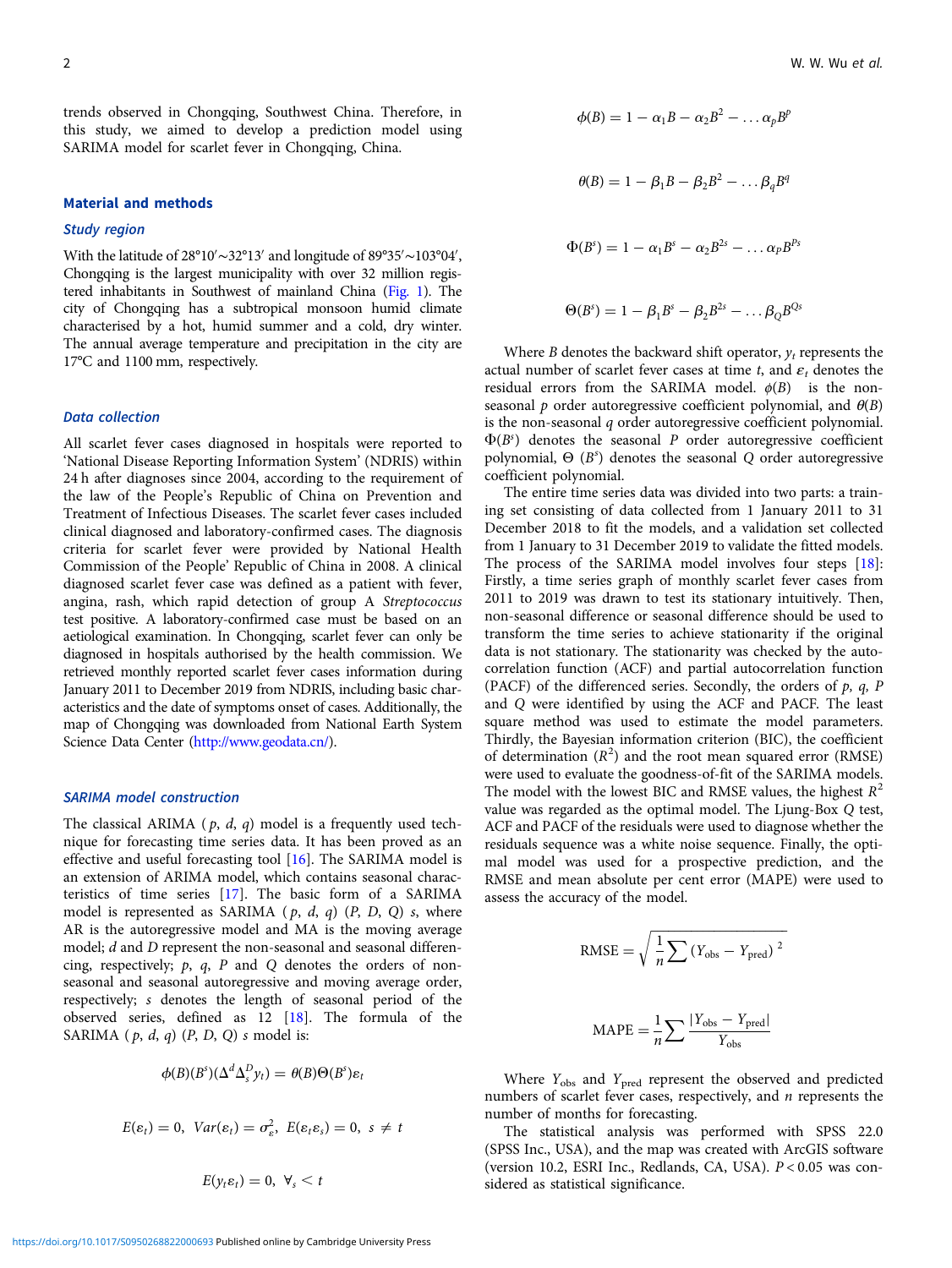trends observed in Chongqing, Southwest China. Therefore, in this study, we aimed to develop a prediction model using SARIMA model for scarlet fever in Chongqing, China.

## Material and methods

### Study region

With the latitude of 28°10′∼32°13′ and longitude of 89°35′∼103°04′, Chongqing is the largest municipality with over 32 million registered inhabitants in Southwest of mainland China (Fig. 1). The city of Chongqing has a subtropical monsoon humid climate characterised by a hot, humid summer and a cold, dry winter. The annual average temperature and precipitation in the city are 17°C and 1100 mm, respectively.

### Data collection

All scarlet fever cases diagnosed in hospitals were reported to 'National Disease Reporting Information System' (NDRIS) within 24 h after diagnoses since 2004, according to the requirement of the law of the People's Republic of China on Prevention and Treatment of Infectious Diseases. The scarlet fever cases included clinical diagnosed and laboratory-confirmed cases. The diagnosis criteria for scarlet fever were provided by National Health Commission of the People' Republic of China in 2008. A clinical diagnosed scarlet fever case was defined as a patient with fever, angina, rash, which rapid detection of group A *Streptococcus* test positive. A laboratory-confirmed case must be based on an aetiological examination. In Chongqing, scarlet fever can only be diagnosed in hospitals authorised by the health commission. We retrieved monthly reported scarlet fever cases information during January 2011 to December 2019 from NDRIS, including basic characteristics and the date of symptoms onset of cases. Additionally, the map of Chongqing was downloaded from National Earth System Science Data Center (http://www.geodata.cn/).

### SARIMA model construction

The classical ARIMA ($p$, $d$, $q$) model is a frequently used technique for forecasting time series data. It has been proved as an effective and useful forecasting tool [16]. The SARIMA model is an extension of ARIMA model, which contains seasonal characteristics of time series [17]. The basic form of a SARIMA model is represented as SARIMA ($p$, $d$, $q$) ($P$, $D$, $Q$) $s$, where AR is the autoregressive model and MA is the moving average model; $d$ and $D$ represent the non-seasonal and seasonal differencing, respectively; $p$, $q$, $P$ and $Q$ denotes the orders of non-seasonal and seasonal autoregressive and moving average order, respectively; $s$ denotes the length of seasonal period of the observed series, defined as 12 [18]. The formula of the SARIMA ($p$, $d$, $q$) ($P$, $D$, $Q$) $s$ model is:

$$\phi(B)(B^s)(\Delta^d \Delta_s^D y_t) = \theta(B)\Theta(B^s)\varepsilon_t$$

$$E(\varepsilon_t) = 0,\ Var(\varepsilon_t) = \sigma_\varepsilon^2,\ E(\varepsilon_t \varepsilon_s) = 0,\ s \neq t$$

$$E(y_t \varepsilon_t) = 0,\ \forall_s < t$$

$$\phi(B) = 1 - \alpha_1 B - \alpha_2 B^2 - \ldots \alpha_p B^p$$

$$\theta(B) = 1 - \beta_1 B - \beta_2 B^2 - \ldots \beta_q B^q$$

$$\Phi(B^s) = 1 - \alpha_1 B^s - \alpha_2 B^{2s} - \ldots \alpha_P B^{Ps}$$

$$\Theta(B^s) = 1 - \beta_1 B^s - \beta_2 B^{2s} - \ldots \beta_Q B^{Qs}$$

Where $B$ denotes the backward shift operator, $y_t$ represents the actual number of scarlet fever cases at time $t$, and $\varepsilon_t$ denotes the residual errors from the SARIMA model. $\phi(B)$ is the non-seasonal $p$ order autoregressive coefficient polynomial, and $\theta(B)$ is the non-seasonal $q$ order autoregressive coefficient polynomial. $\Phi(B^s)$ denotes the seasonal $P$ order autoregressive coefficient polynomial, $\Theta$ $(B^s)$ denotes the seasonal $Q$ order autoregressive coefficient polynomial.

The entire time series data was divided into two parts: a training set consisting of data collected from 1 January 2011 to 31 December 2018 to fit the models, and a validation set collected from 1 January to 31 December 2019 to validate the fitted models. The process of the SARIMA model involves four steps [18]: Firstly, a time series graph of monthly scarlet fever cases from 2011 to 2019 was drawn to test its stationary intuitively. Then, non-seasonal difference or seasonal difference should be used to transform the time series to achieve stationarity if the original data is not stationary. The stationarity was checked by the autocorrelation function (ACF) and partial autocorrelation function (PACF) of the differenced series. Secondly, the orders of $p$, $q$, $P$ and $Q$ were identified by using the ACF and PACF. The least square method was used to estimate the model parameters. Thirdly, the Bayesian information criterion (BIC), the coefficient of determination ($R^2$) and the root mean squared error (RMSE) were used to evaluate the goodness-of-fit of the SARIMA models. The model with the lowest BIC and RMSE values, the highest $R^2$ value was regarded as the optimal model. The Ljung-Box $Q$ test, ACF and PACF of the residuals were used to diagnose whether the residuals sequence was a white noise sequence. Finally, the optimal model was used for a prospective prediction, and the RMSE and mean absolute per cent error (MAPE) were used to assess the accuracy of the model.

$$\mathrm{RMSE} = \sqrt{\frac{1}{n}\sum (Y_{\mathrm{obs}} - Y_{\mathrm{pred}})^2}$$

$$\mathrm{MAPE} = \frac{1}{n}\sum \frac{|Y_{\mathrm{obs}} - Y_{\mathrm{pred}}|}{Y_{\mathrm{obs}}}$$

Where $Y_{\mathrm{obs}}$ and $Y_{\mathrm{pred}}$ represent the observed and predicted numbers of scarlet fever cases, respectively, and $n$ represents the number of months for forecasting.

The statistical analysis was performed with SPSS 22.0 (SPSS Inc., USA), and the map was created with ArcGIS software (version 10.2, ESRI Inc., Redlands, CA, USA). $P < 0.05$ was considered as statistical significance.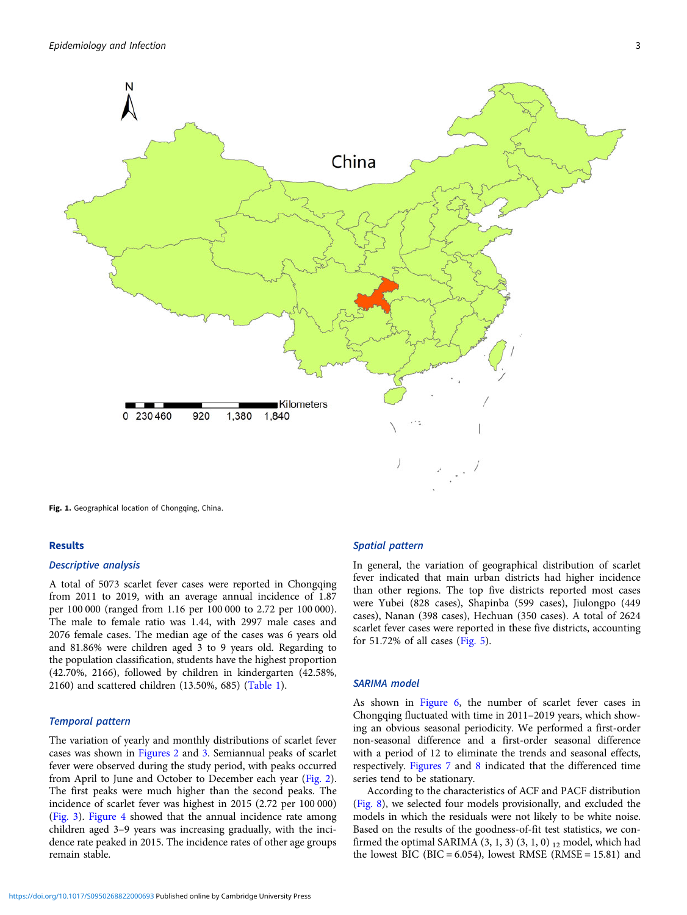Fig. 1. Geographical location of Chongqing, China.

## Results

### Descriptive analysis

A total of 5073 scarlet fever cases were reported in Chongqing from 2011 to 2019, with an average annual incidence of 1.87 per 100 000 (ranged from 1.16 per 100 000 to 2.72 per 100 000). The male to female ratio was 1.44, with 2997 male cases and 2076 female cases. The median age of the cases was 6 years old and 81.86% were children aged 3 to 9 years old. Regarding to the population classification, students have the highest proportion (42.70%, 2166), followed by children in kindergarten (42.58%, 2160) and scattered children (13.50%, 685) (Table 1).

### Temporal pattern

The variation of yearly and monthly distributions of scarlet fever cases was shown in Figures 2 and 3. Semiannual peaks of scarlet fever were observed during the study period, with peaks occurred from April to June and October to December each year (Fig. 2). The first peaks were much higher than the second peaks. The incidence of scarlet fever was highest in 2015 (2.72 per 100 000) (Fig. 3). Figure 4 showed that the annual incidence rate among children aged 3–9 years was increasing gradually, with the incidence rate peaked in 2015. The incidence rates of other age groups remain stable.

### Spatial pattern

In general, the variation of geographical distribution of scarlet fever indicated that main urban districts had higher incidence than other regions. The top five districts reported most cases were Yubei (828 cases), Shapinba (599 cases), Jiulongpo (449 cases), Nanan (398 cases), Hechuan (350 cases). A total of 2624 scarlet fever cases were reported in these five districts, accounting for 51.72% of all cases (Fig. 5).

### SARIMA model

As shown in Figure 6, the number of scarlet fever cases in Chongqing fluctuated with time in 2011–2019 years, which showing an obvious seasonal periodicity. We performed a first-order non-seasonal difference and a first-order seasonal difference with a period of 12 to eliminate the trends and seasonal effects, respectively. Figures 7 and 8 indicated that the differenced time series tend to be stationary.

According to the characteristics of ACF and PACF distribution (Fig. 8), we selected four models provisionally, and excluded the models in which the residuals were not likely to be white noise. Based on the results of the goodness-of-fit test statistics, we confirmed the optimal SARIMA $(3, 1, 3)(3, 1, 0)_{12}$ model, which had the lowest BIC (BIC = 6.054), lowest RMSE (RMSE = 15.81) and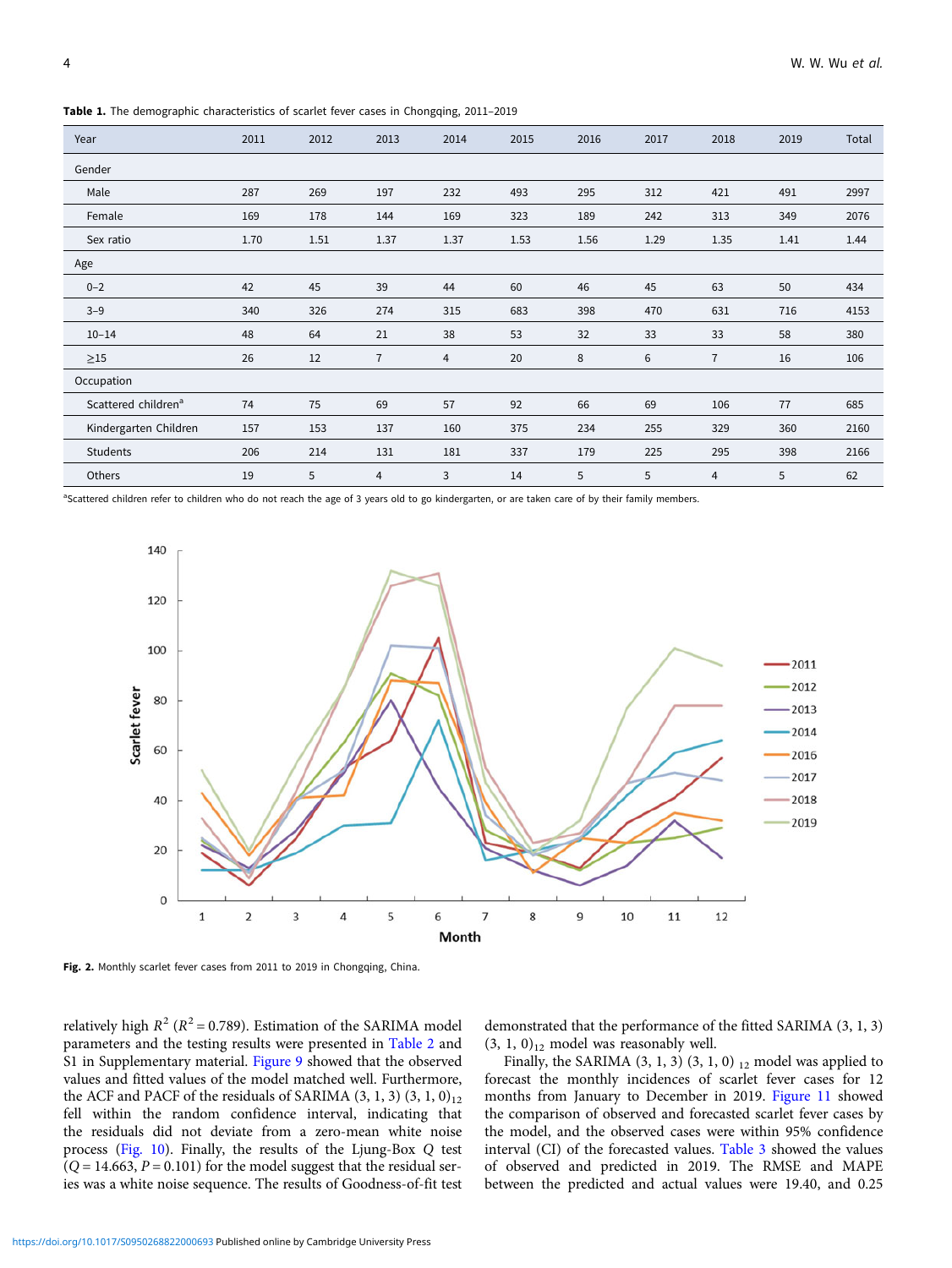**Table 1.** The demographic characteristics of scarlet fever cases in Chongqing, 2011–2019

| Year | 2011 | 2012 | 2013 | 2014 | 2015 | 2016 | 2017 | 2018 | 2019 | Total |
|---|---|---|---|---|---|---|---|---|---|---|
| Gender | | | | | | | | | | |
| Male | 287 | 269 | 197 | 232 | 493 | 295 | 312 | 421 | 491 | 2997 |
| Female | 169 | 178 | 144 | 169 | 323 | 189 | 242 | 313 | 349 | 2076 |
| Sex ratio | 1.70 | 1.51 | 1.37 | 1.37 | 1.53 | 1.56 | 1.29 | 1.35 | 1.41 | 1.44 |
| Age | | | | | | | | | | |
| 0–2 | 42 | 45 | 39 | 44 | 60 | 46 | 45 | 63 | 50 | 434 |
| 3–9 | 340 | 326 | 274 | 315 | 683 | 398 | 470 | 631 | 716 | 4153 |
| 10–14 | 48 | 64 | 21 | 38 | 53 | 32 | 33 | 33 | 58 | 380 |
| ≥15 | 26 | 12 | 7 | 4 | 20 | 8 | 6 | 7 | 16 | 106 |
| Occupation | | | | | | | | | | |
| Scattered children[a] | 74 | 75 | 69 | 57 | 92 | 66 | 69 | 106 | 77 | 685 |
| Kindergarten Children | 157 | 153 | 137 | 160 | 375 | 234 | 255 | 329 | 360 | 2160 |
| Students | 206 | 214 | 131 | 181 | 337 | 179 | 225 | 295 | 398 | 2166 |
| Others | 19 | 5 | 4 | 3 | 14 | 5 | 5 | 4 | 5 | 62 |

[a]Scattered children refer to children who do not reach the age of 3 years old to go kindergarten, or are taken care of by their family members.

**Fig. 2.** Monthly scarlet fever cases from 2011 to 2019 in Chongqing, China.

relatively high $R^2$ ($R^2 = 0.789$). Estimation of the SARIMA model parameters and the testing results were presented in Table 2 and S1 in Supplementary material. Figure 9 showed that the observed values and fitted values of the model matched well. Furthermore, the ACF and PACF of the residuals of SARIMA (3, 1, 3) $(3, 1, 0)_{12}$ fell within the random confidence interval, indicating that the residuals did not deviate from a zero-mean white noise process (Fig. 10). Finally, the results of the Ljung-Box $Q$ test ($Q = 14.663$, $P = 0.101$) for the model suggest that the residual series was a white noise sequence. The results of Goodness-of-fit test demonstrated that the performance of the fitted SARIMA (3, 1, 3) $(3, 1, 0)_{12}$ model was reasonably well.

Finally, the SARIMA (3, 1, 3) $(3, 1, 0)_{12}$ model was applied to forecast the monthly incidences of scarlet fever cases for 12 months from January to December in 2019. Figure 11 showed the comparison of observed and forecasted scarlet fever cases by the model, and the observed cases were within 95% confidence interval (CI) of the forecasted values. Table 3 showed the values of observed and predicted in 2019. The RMSE and MAPE between the predicted and actual values were 19.40, and 0.25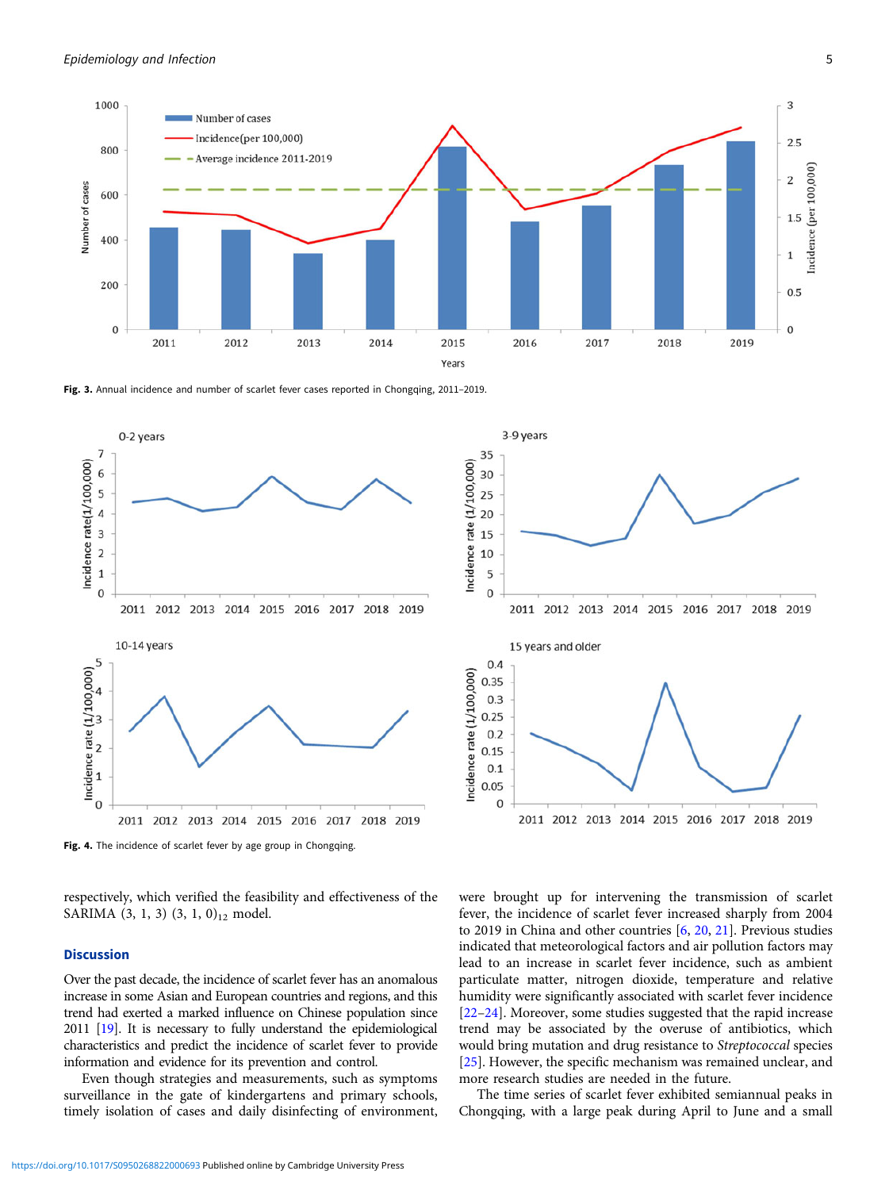Fig. 3. Annual incidence and number of scarlet fever cases reported in Chongqing, 2011–2019.

Fig. 4. The incidence of scarlet fever by age group in Chongqing.

respectively, which verified the feasibility and effectiveness of the SARIMA (3, 1, 3) (3, 1, 0)$_{12}$ model.

## Discussion

Over the past decade, the incidence of scarlet fever has an anomalous increase in some Asian and European countries and regions, and this trend had exerted a marked influence on Chinese population since 2011 [19]. It is necessary to fully understand the epidemiological characteristics and predict the incidence of scarlet fever to provide information and evidence for its prevention and control.

Even though strategies and measurements, such as symptoms surveillance in the gate of kindergartens and primary schools, timely isolation of cases and daily disinfecting of environment, were brought up for intervening the transmission of scarlet fever, the incidence of scarlet fever increased sharply from 2004 to 2019 in China and other countries [6, 20, 21]. Previous studies indicated that meteorological factors and air pollution factors may lead to an increase in scarlet fever incidence, such as ambient particulate matter, nitrogen dioxide, temperature and relative humidity were significantly associated with scarlet fever incidence [22–24]. Moreover, some studies suggested that the rapid increase trend may be associated by the overuse of antibiotics, which would bring mutation and drug resistance to *Streptococcal* species [25]. However, the specific mechanism was remained unclear, and more research studies are needed in the future.

The time series of scarlet fever exhibited semiannual peaks in Chongqing, with a large peak during April to June and a small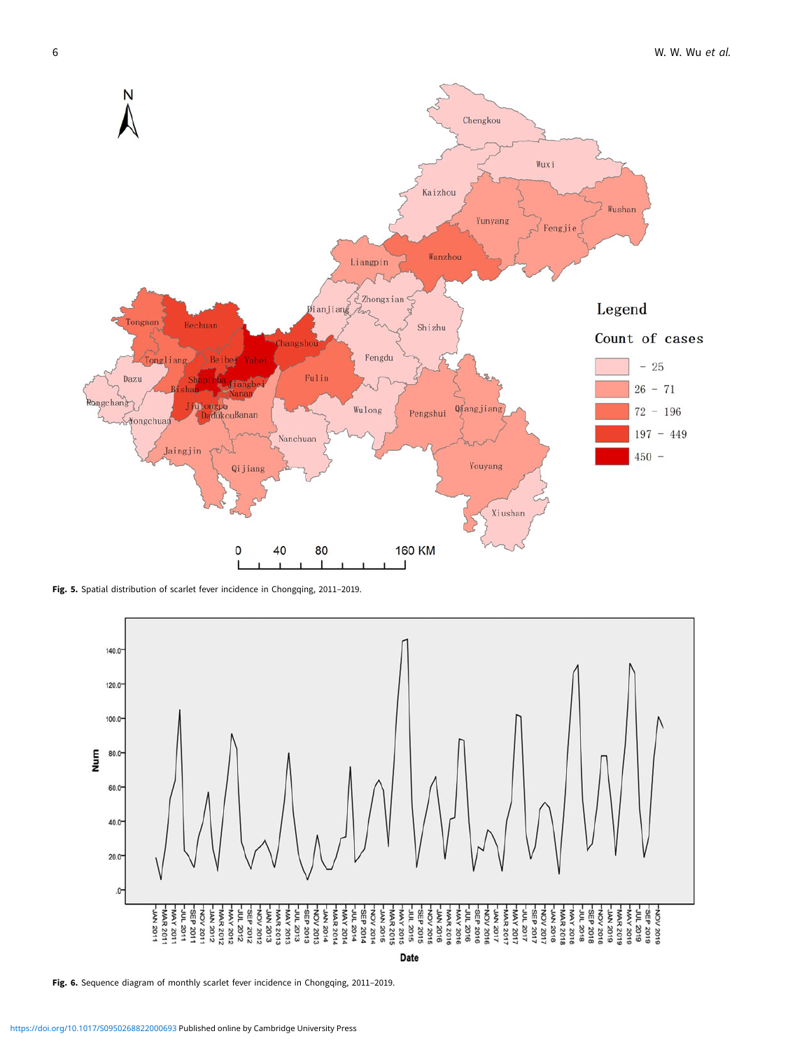Fig. 5. Spatial distribution of scarlet fever incidence in Chongqing, 2011–2019.

Fig. 6. Sequence diagram of monthly scarlet fever incidence in Chongqing, 2011–2019.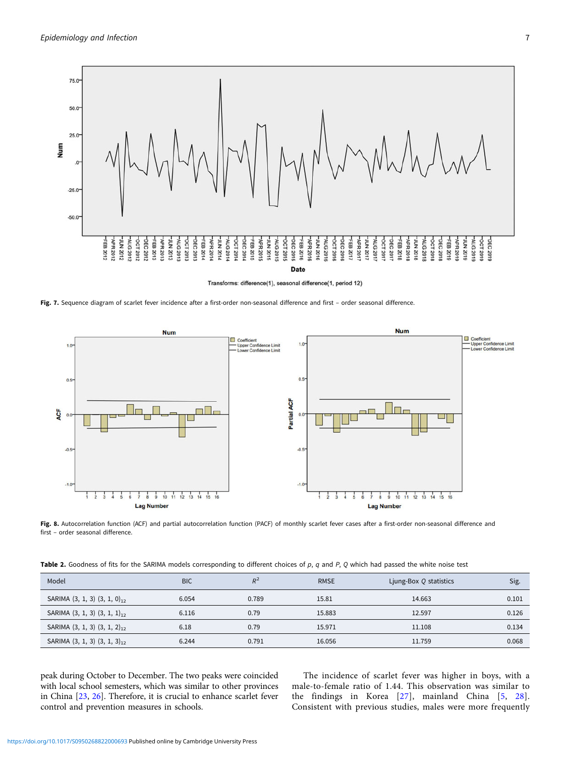Fig. 7. Sequence diagram of scarlet fever incidence after a first-order non-seasonal difference and first – order seasonal difference.

Fig. 8. Autocorrelation function (ACF) and partial autocorrelation function (PACF) of monthly scarlet fever cases after a first-order non-seasonal difference and first – order seasonal difference.

**Table 2.** Goodness of fits for the SARIMA models corresponding to different choices of *p*, *q* and *P*, *Q* which had passed the white noise test

| Model | BIC | $R^2$ | RMSE | Ljung-Box *Q* statistics | Sig. |
|---|---|---|---|---|---|
| SARIMA (3, 1, 3) $(3, 1, 0)_{12}$ | 6.054 | 0.789 | 15.81 | 14.663 | 0.101 |
| SARIMA (3, 1, 3) $(3, 1, 1)_{12}$ | 6.116 | 0.79 | 15.883 | 12.597 | 0.126 |
| SARIMA (3, 1, 3) $(3, 1, 2)_{12}$ | 6.18 | 0.79 | 15.971 | 11.108 | 0.134 |
| SARIMA (3, 1, 3) $(3, 1, 3)_{12}$ | 6.244 | 0.791 | 16.056 | 11.759 | 0.068 |

peak during October to December. The two peaks were coincided with local school semesters, which was similar to other provinces in China [23, 26]. Therefore, it is crucial to enhance scarlet fever control and prevention measures in schools.

The incidence of scarlet fever was higher in boys, with a male-to-female ratio of 1.44. This observation was similar to the findings in Korea [27], mainland China [5, 28]. Consistent with previous studies, males were more frequently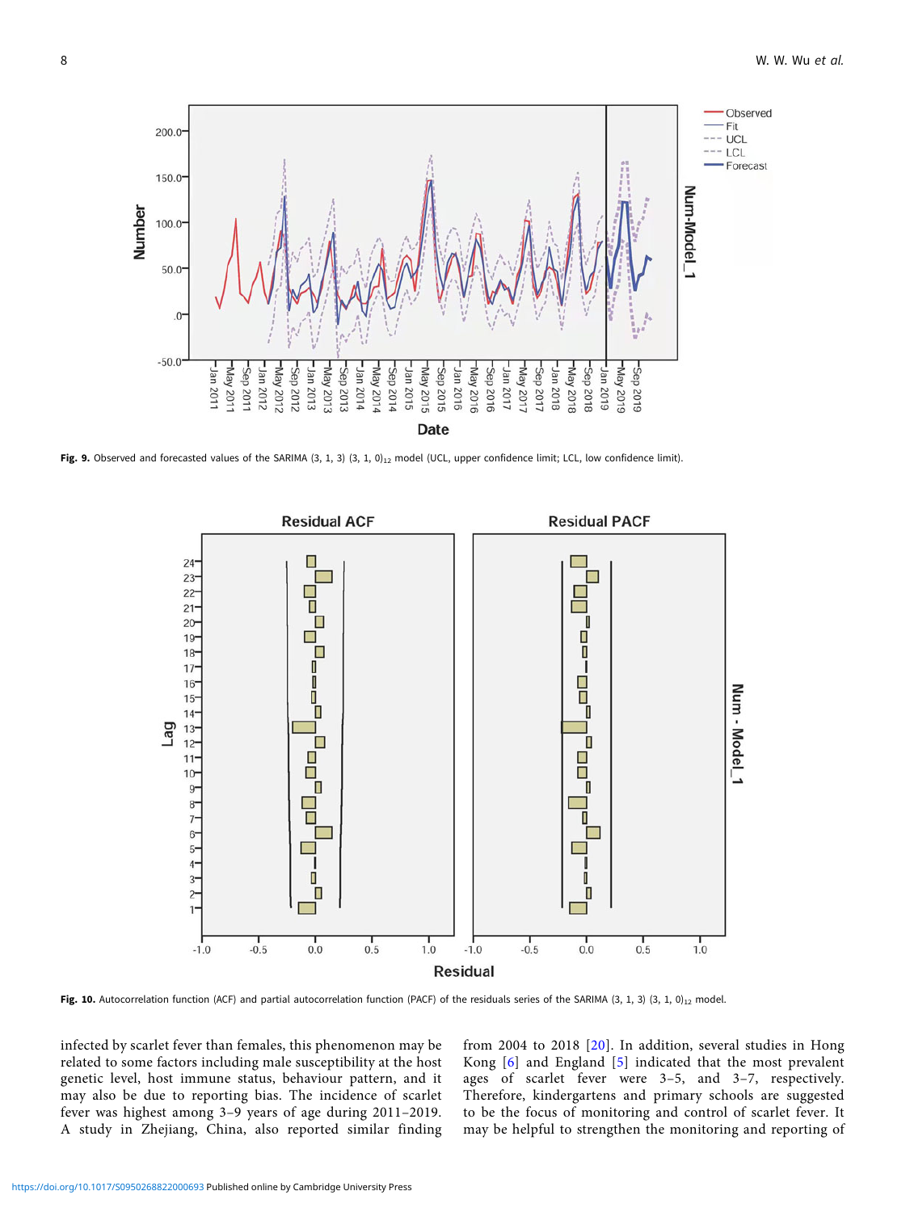Fig. 9. Observed and forecasted values of the SARIMA (3, 1, 3) (3, 1, 0)$_{12}$ model (UCL, upper confidence limit; LCL, low confidence limit).

Fig. 10. Autocorrelation function (ACF) and partial autocorrelation function (PACF) of the residuals series of the SARIMA (3, 1, 3) (3, 1, 0)$_{12}$ model.

infected by scarlet fever than females, this phenomenon may be related to some factors including male susceptibility at the host genetic level, host immune status, behaviour pattern, and it may also be due to reporting bias. The incidence of scarlet fever was highest among 3–9 years of age during 2011–2019. A study in Zhejiang, China, also reported similar finding from 2004 to 2018 [20]. In addition, several studies in Hong Kong [6] and England [5] indicated that the most prevalent ages of scarlet fever were 3–5, and 3–7, respectively. Therefore, kindergartens and primary schools are suggested to be the focus of monitoring and control of scarlet fever. It may be helpful to strengthen the monitoring and reporting of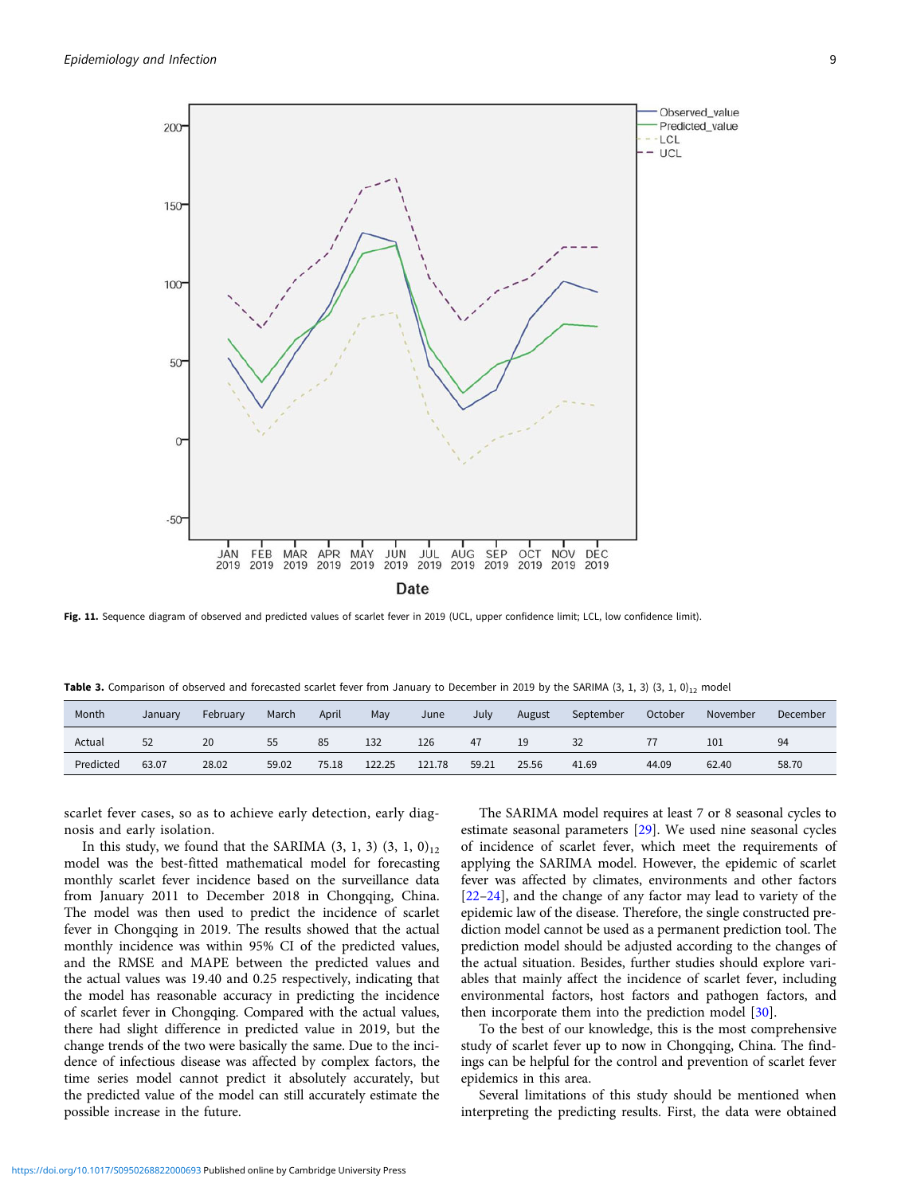Fig. 11. Sequence diagram of observed and predicted values of scarlet fever in 2019 (UCL, upper confidence limit; LCL, low confidence limit).

Table 3. Comparison of observed and forecasted scarlet fever from January to December in 2019 by the SARIMA (3, 1, 3) $(3, 1, 0)_{12}$ model

| Month | January | February | March | April | May | June | July | August | September | October | November | December |
|---|---|---|---|---|---|---|---|---|---|---|---|---|
| Actual | 52 | 20 | 55 | 85 | 132 | 126 | 47 | 19 | 32 | 77 | 101 | 94 |
| Predicted | 63.07 | 28.02 | 59.02 | 75.18 | 122.25 | 121.78 | 59.21 | 25.56 | 41.69 | 44.09 | 62.40 | 58.70 |

scarlet fever cases, so as to achieve early detection, early diagnosis and early isolation.

In this study, we found that the SARIMA (3, 1, 3) $(3, 1, 0)_{12}$ model was the best-fitted mathematical model for forecasting monthly scarlet fever incidence based on the surveillance data from January 2011 to December 2018 in Chongqing, China. The model was then used to predict the incidence of scarlet fever in Chongqing in 2019. The results showed that the actual monthly incidence was within 95% CI of the predicted values, and the RMSE and MAPE between the predicted values and the actual values was 19.40 and 0.25 respectively, indicating that the model has reasonable accuracy in predicting the incidence of scarlet fever in Chongqing. Compared with the actual values, there had slight difference in predicted value in 2019, but the change trends of the two were basically the same. Due to the incidence of infectious disease was affected by complex factors, the time series model cannot predict it absolutely accurately, but the predicted value of the model can still accurately estimate the possible increase in the future.

The SARIMA model requires at least 7 or 8 seasonal cycles to estimate seasonal parameters [29]. We used nine seasonal cycles of incidence of scarlet fever, which meet the requirements of applying the SARIMA model. However, the epidemic of scarlet fever was affected by climates, environments and other factors [22–24], and the change of any factor may lead to variety of the epidemic law of the disease. Therefore, the single constructed prediction model cannot be used as a permanent prediction tool. The prediction model should be adjusted according to the changes of the actual situation. Besides, further studies should explore variables that mainly affect the incidence of scarlet fever, including environmental factors, host factors and pathogen factors, and then incorporate them into the prediction model [30].

To the best of our knowledge, this is the most comprehensive study of scarlet fever up to now in Chongqing, China. The findings can be helpful for the control and prevention of scarlet fever epidemics in this area.

Several limitations of this study should be mentioned when interpreting the predicting results. First, the data were obtained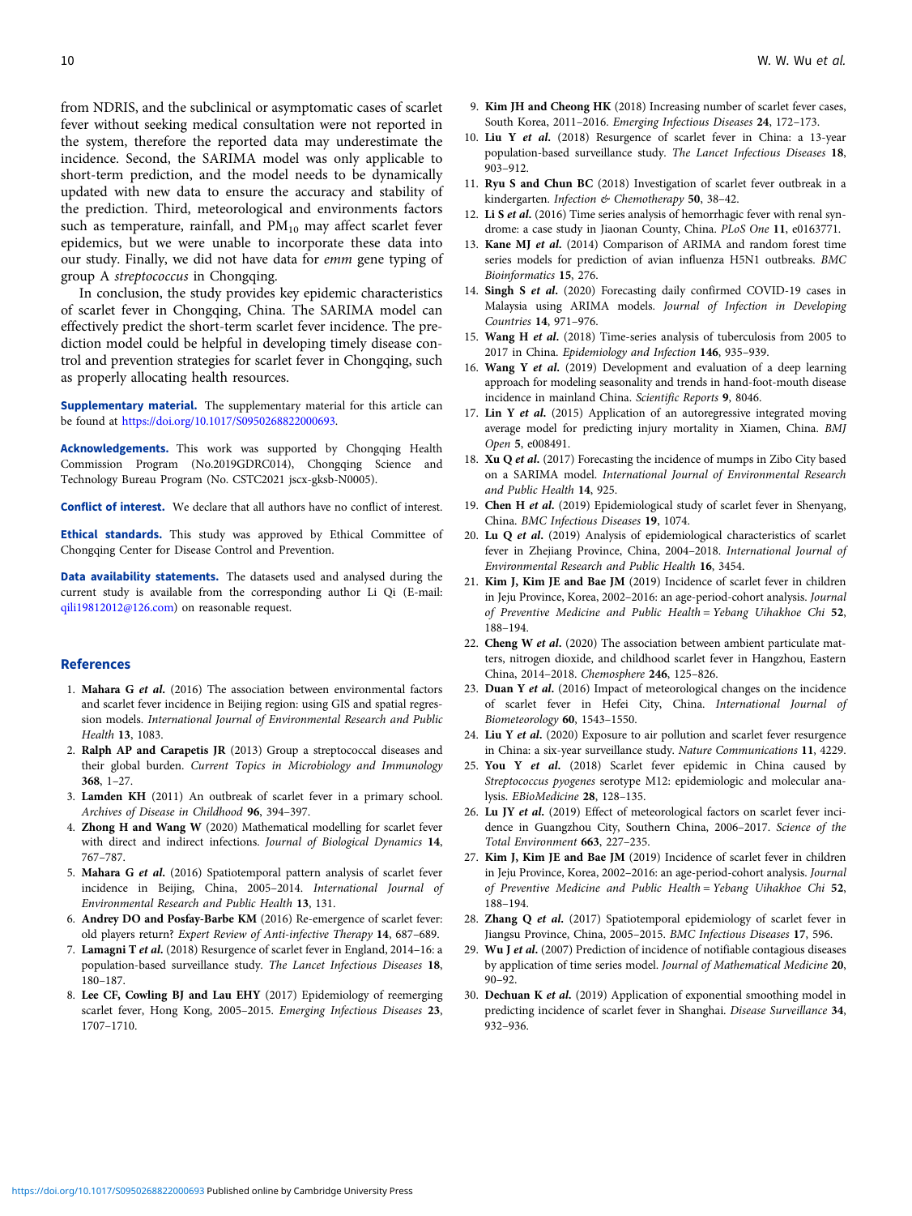from NDRIS, and the subclinical or asymptomatic cases of scarlet fever without seeking medical consultation were not reported in the system, therefore the reported data may underestimate the incidence. Second, the SARIMA model was only applicable to short-term prediction, and the model needs to be dynamically updated with new data to ensure the accuracy and stability of the prediction. Third, meteorological and environments factors such as temperature, rainfall, and $PM_{10}$ may affect scarlet fever epidemics, but we were unable to incorporate these data into our study. Finally, we did not have data for *emm* gene typing of group A *streptococcus* in Chongqing.

In conclusion, the study provides key epidemic characteristics of scarlet fever in Chongqing, China. The SARIMA model can effectively predict the short-term scarlet fever incidence. The prediction model could be helpful in developing timely disease control and prevention strategies for scarlet fever in Chongqing, such as properly allocating health resources.

**Supplementary material.** The supplementary material for this article can be found at https://doi.org/10.1017/S0950268822000693.

**Acknowledgements.** This work was supported by Chongqing Health Commission Program (No.2019GDRC014), Chongqing Science and Technology Bureau Program (No. CSTC2021 jscx-gksb-N0005).

**Conflict of interest.** We declare that all authors have no conflict of interest.

**Ethical standards.** This study was approved by Ethical Committee of Chongqing Center for Disease Control and Prevention.

**Data availability statements.** The datasets used and analysed during the current study is available from the corresponding author Li Qi (E-mail: qili19812012@126.com) on reasonable request.

## References

1. **Mahara G *et al.*** (2016) The association between environmental factors and scarlet fever incidence in Beijing region: using GIS and spatial regression models. *International Journal of Environmental Research and Public Health* **13**, 1083.
2. **Ralph AP and Carapetis JR** (2013) Group a streptococcal diseases and their global burden. *Current Topics in Microbiology and Immunology* **368**, 1–27.
3. **Lamden KH** (2011) An outbreak of scarlet fever in a primary school. *Archives of Disease in Childhood* **96**, 394–397.
4. **Zhong H and Wang W** (2020) Mathematical modelling for scarlet fever with direct and indirect infections. *Journal of Biological Dynamics* **14**, 767–787.
5. **Mahara G *et al.*** (2016) Spatiotemporal pattern analysis of scarlet fever incidence in Beijing, China, 2005–2014. *International Journal of Environmental Research and Public Health* **13**, 131.
6. **Andrey DO and Posfay-Barbe KM** (2016) Re-emergence of scarlet fever: old players return? *Expert Review of Anti-infective Therapy* **14**, 687–689.
7. **Lamagni T *et al.*** (2018) Resurgence of scarlet fever in England, 2014–16: a population-based surveillance study. *The Lancet Infectious Diseases* **18**, 180–187.
8. **Lee CF, Cowling BJ and Lau EHY** (2017) Epidemiology of reemerging scarlet fever, Hong Kong, 2005–2015. *Emerging Infectious Diseases* **23**, 1707–1710.
9. **Kim JH and Cheong HK** (2018) Increasing number of scarlet fever cases, South Korea, 2011–2016. *Emerging Infectious Diseases* **24**, 172–173.
10. **Liu Y *et al.*** (2018) Resurgence of scarlet fever in China: a 13-year population-based surveillance study. *The Lancet Infectious Diseases* **18**, 903–912.
11. **Ryu S and Chun BC** (2018) Investigation of scarlet fever outbreak in a kindergarten. *Infection & Chemotherapy* **50**, 38–42.
12. **Li S *et al.*** (2016) Time series analysis of hemorrhagic fever with renal syndrome: a case study in Jiaonan County, China. *PLoS One* **11**, e0163771.
13. **Kane MJ *et al.*** (2014) Comparison of ARIMA and random forest time series models for prediction of avian influenza H5N1 outbreaks. *BMC Bioinformatics* **15**, 276.
14. **Singh S *et al.*** (2020) Forecasting daily confirmed COVID-19 cases in Malaysia using ARIMA models. *Journal of Infection in Developing Countries* **14**, 971–976.
15. **Wang H *et al.*** (2018) Time-series analysis of tuberculosis from 2005 to 2017 in China. *Epidemiology and Infection* **146**, 935–939.
16. **Wang Y *et al.*** (2019) Development and evaluation of a deep learning approach for modeling seasonality and trends in hand-foot-mouth disease incidence in mainland China. *Scientific Reports* **9**, 8046.
17. **Lin Y *et al.*** (2015) Application of an autoregressive integrated moving average model for predicting injury mortality in Xiamen, China. *BMJ Open* **5**, e008491.
18. **Xu Q *et al.*** (2017) Forecasting the incidence of mumps in Zibo City based on a SARIMA model. *International Journal of Environmental Research and Public Health* **14**, 925.
19. **Chen H *et al.*** (2019) Epidemiological study of scarlet fever in Shenyang, China. *BMC Infectious Diseases* **19**, 1074.
20. **Lu Q *et al.*** (2019) Analysis of epidemiological characteristics of scarlet fever in Zhejiang Province, China, 2004–2018. *International Journal of Environmental Research and Public Health* **16**, 3454.
21. **Kim J, Kim JE and Bae JM** (2019) Incidence of scarlet fever in children in Jeju Province, Korea, 2002–2016: an age-period-cohort analysis. *Journal of Preventive Medicine and Public Health = Yebang Uihakhoe Chi* **52**, 188–194.
22. **Cheng W *et al.*** (2020) The association between ambient particulate matters, nitrogen dioxide, and childhood scarlet fever in Hangzhou, Eastern China, 2014–2018. *Chemosphere* **246**, 125–826.
23. **Duan Y *et al.*** (2016) Impact of meteorological changes on the incidence of scarlet fever in Hefei City, China. *International Journal of Biometeorology* **60**, 1543–1550.
24. **Liu Y *et al.*** (2020) Exposure to air pollution and scarlet fever resurgence in China: a six-year surveillance study. *Nature Communications* **11**, 4229.
25. **You Y *et al.*** (2018) Scarlet fever epidemic in China caused by *Streptococcus pyogenes* serotype M12: epidemiologic and molecular analysis. *EBioMedicine* **28**, 128–135.
26. **Lu JY *et al.*** (2019) Effect of meteorological factors on scarlet fever incidence in Guangzhou City, Southern China, 2006–2017. *Science of the Total Environment* **663**, 227–235.
27. **Kim J, Kim JE and Bae JM** (2019) Incidence of scarlet fever in children in Jeju Province, Korea, 2002–2016: an age-period-cohort analysis. *Journal of Preventive Medicine and Public Health = Yebang Uihakhoe Chi* **52**, 188–194.
28. **Zhang Q *et al.*** (2017) Spatiotemporal epidemiology of scarlet fever in Jiangsu Province, China, 2005–2015. *BMC Infectious Diseases* **17**, 596.
29. **Wu J *et al.*** (2007) Prediction of incidence of notifiable contagious diseases by application of time series model. *Journal of Mathematical Medicine* **20**, 90–92.
30. **Dechuan K *et al.*** (2019) Application of exponential smoothing model in predicting incidence of scarlet fever in Shanghai. *Disease Surveillance* **34**, 932–936.